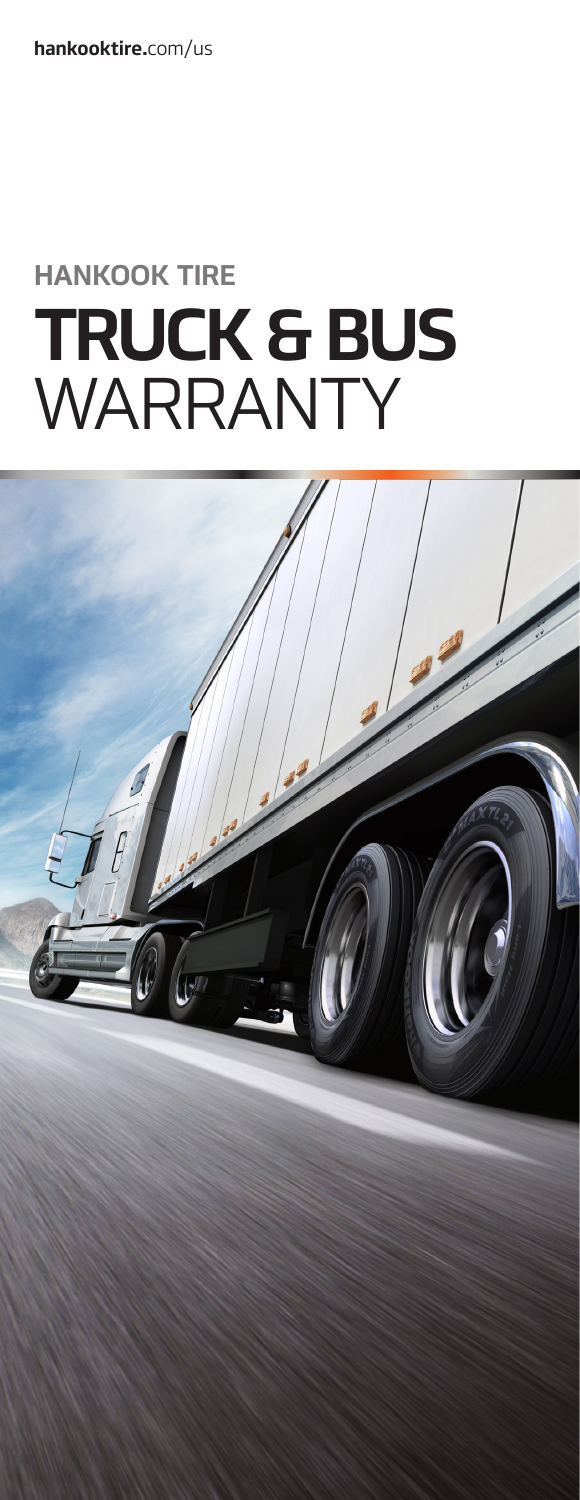hankooktire.com/us

## HANKOOK TIRE

# TRUCK & BUS WARRANTY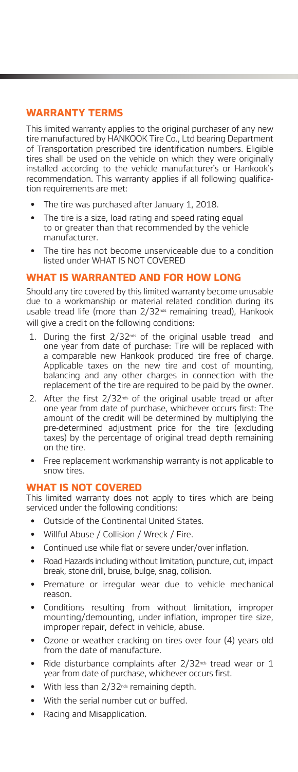## WARRANTY TERMS

This limited warranty applies to the original purchaser of any new tire manufactured by HANKOOK Tire Co., Ltd bearing Department of Transportation prescribed tire identification numbers. Eligible tires shall be used on the vehicle on which they were originally installed according to the vehicle manufacturer's or Hankook's recommendation. This warranty applies if all following qualification requirements are met:

- The tire was purchased after January 1, 2018.
- The tire is a size, load rating and speed rating equal to or greater than that recommended by the vehicle manufacturer.
- The tire has not become unserviceable due to a condition listed under WHAT IS NOT COVERED

## WHAT IS WARRANTED AND FOR HOW LONG

Should any tire covered by this limited warranty become unusable due to a workmanship or material related condition during its usable tread life (more than 2/32nds remaining tread), Hankook will give a credit on the following conditions:

1. During the first 2/32nds of the original usable tread and one year from date of purchase: Tire will be replaced with a comparable new Hankook produced tire free of charge. Applicable taxes on the new tire and cost of mounting, balancing and any other charges in connection with the replacement of the tire are required to be paid by the owner.
2. After the first 2/32nds of the original usable tread or after one year from date of purchase, whichever occurs first: The amount of the credit will be determined by multiplying the pre-determined adjustment price for the tire (excluding taxes) by the percentage of original tread depth remaining on the tire.

- Free replacement workmanship warranty is not applicable to snow tires.

## WHAT IS NOT COVERED

This limited warranty does not apply to tires which are being serviced under the following conditions:

- Outside of the Continental United States.
- Willful Abuse / Collision / Wreck / Fire.
- Continued use while flat or severe under/over inflation.
- Road Hazards including without limitation, puncture, cut, impact break, stone drill, bruise, bulge, snag, collision.
- Premature or irregular wear due to vehicle mechanical reason.
- Conditions resulting from without limitation, improper mounting/demounting, under inflation, improper tire size, improper repair, defect in vehicle, abuse.
- Ozone or weather cracking on tires over four (4) years old from the date of manufacture.
- Ride disturbance complaints after 2/32nds tread wear or 1 year from date of purchase, whichever occurs first.
- With less than 2/32nds remaining depth.
- With the serial number cut or buffed.
- Racing and Misapplication.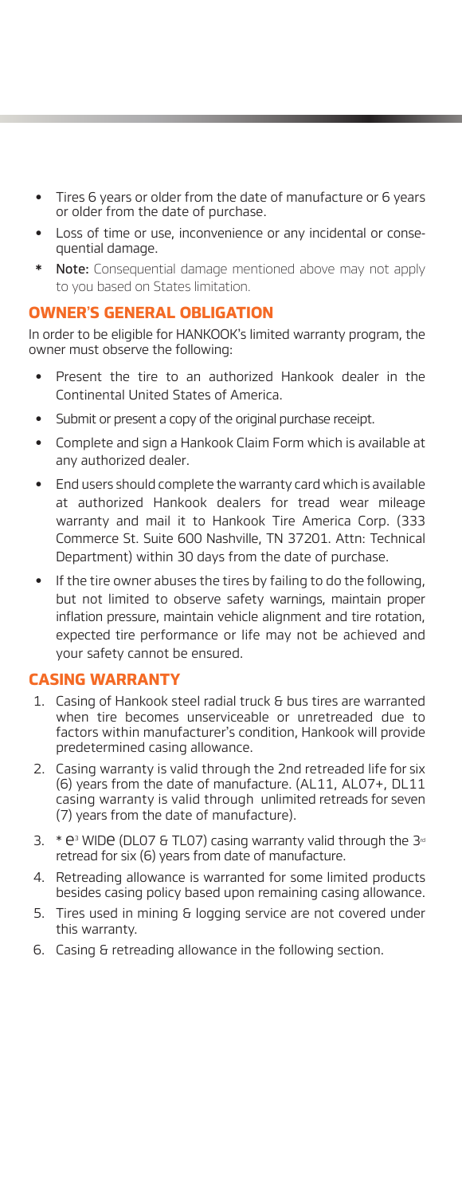- Tires 6 years or older from the date of manufacture or 6 years or older from the date of purchase.
- Loss of time or use, inconvenience or any incidental or consequential damage.

* **Note:** Consequential damage mentioned above may not apply to you based on States limitation.

## OWNER'S GENERAL OBLIGATION

In order to be eligible for HANKOOK's limited warranty program, the owner must observe the following:

- Present the tire to an authorized Hankook dealer in the Continental United States of America.
- Submit or present a copy of the original purchase receipt.
- Complete and sign a Hankook Claim Form which is available at any authorized dealer.
- End users should complete the warranty card which is available at authorized Hankook dealers for tread wear mileage warranty and mail it to Hankook Tire America Corp. (333 Commerce St. Suite 600 Nashville, TN 37201. Attn: Technical Department) within 30 days from the date of purchase.
- If the tire owner abuses the tires by failing to do the following, but not limited to observe safety warnings, maintain proper inflation pressure, maintain vehicle alignment and tire rotation, expected tire performance or life may not be achieved and your safety cannot be ensured.

## CASING WARRANTY

1. Casing of Hankook steel radial truck & bus tires are warranted when tire becomes unserviceable or unretreaded due to factors within manufacturer's condition, Hankook will provide predetermined casing allowance.
2. Casing warranty is valid through the 2nd retreaded life for six (6) years from the date of manufacture. (AL11, AL07+, DL11 casing warranty is valid through unlimited retreads for seven (7) years from the date of manufacture).
3. * e³ WIDe (DL07 & TL07) casing warranty valid through the 3rd retread for six (6) years from date of manufacture.
4. Retreading allowance is warranted for some limited products besides casing policy based upon remaining casing allowance.
5. Tires used in mining & logging service are not covered under this warranty.
6. Casing & retreading allowance in the following section.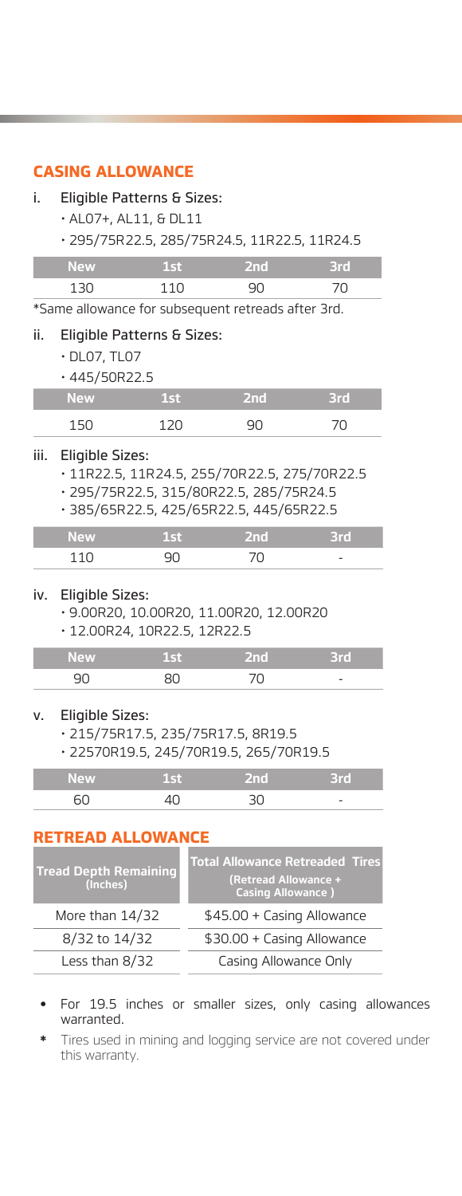## CASING ALLOWANCE

i. Eligible Patterns & Sizes:
   - AL07+, AL11, & DL11
   - 295/75R22.5, 285/75R24.5, 11R22.5, 11R24.5

| New | 1st | 2nd | 3rd |
|---|---|---|---|
| 130 | 110 | 90 | 70 |

*Same allowance for subsequent retreads after 3rd.

ii. Eligible Patterns & Sizes:
   - DL07, TL07
   - 445/50R22.5

| New | 1st | 2nd | 3rd |
|---|---|---|---|
| 150 | 120 | 90 | 70 |

iii. Eligible Sizes:
   - 11R22.5, 11R24.5, 255/70R22.5, 275/70R22.5
   - 295/75R22.5, 315/80R22.5, 285/75R24.5
   - 385/65R22.5, 425/65R22.5, 445/65R22.5

| New | 1st | 2nd | 3rd |
|---|---|---|---|
| 110 | 90 | 70 | - |

iv. Eligible Sizes:
   - 9.00R20, 10.00R20, 11.00R20, 12.00R20
   - 12.00R24, 10R22.5, 12R22.5

| New | 1st | 2nd | 3rd |
|---|---|---|---|
| 90 | 80 | 70 | - |

v. Eligible Sizes:
   - 215/75R17.5, 235/75R17.5, 8R19.5
   - 22570R19.5, 245/70R19.5, 265/70R19.5

| New | 1st | 2nd | 3rd |
|---|---|---|---|
| 60 | 40 | 30 | - |

## RETREAD ALLOWANCE

| Tread Depth Remaining (Inches) | Total Allowance Retreaded Tires (Retread Allowance + Casing Allowance ) |
|---|---|
| More than 14/32 | $45.00 + Casing Allowance |
| 8/32 to 14/32 | $30.00 + Casing Allowance |
| Less than 8/32 | Casing Allowance Only |

- For 19.5 inches or smaller sizes, only casing allowances warranted.

\* Tires used in mining and logging service are not covered under this warranty.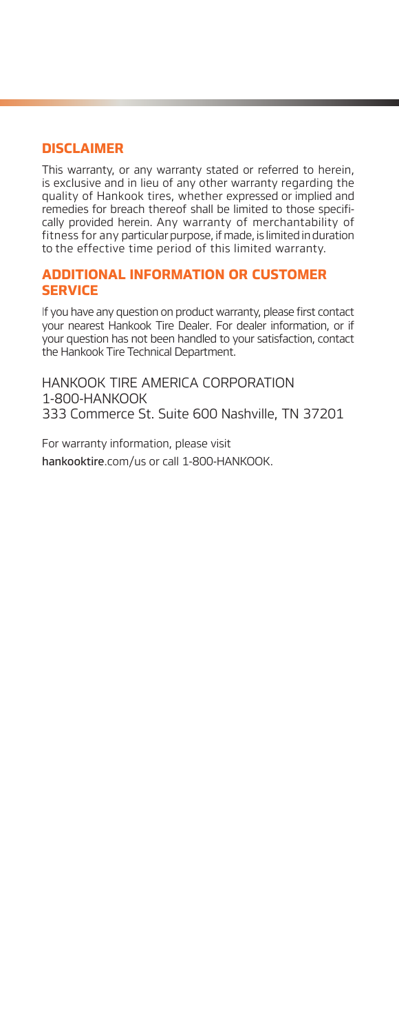## DISCLAIMER

This warranty, or any warranty stated or referred to herein, is exclusive and in lieu of any other warranty regarding the quality of Hankook tires, whether expressed or implied and remedies for breach thereof shall be limited to those specifically provided herein. Any warranty of merchantability of fitness for any particular purpose, if made, is limited in duration to the effective time period of this limited warranty.

## ADDITIONAL INFORMATION OR CUSTOMER SERVICE

If you have any question on product warranty, please first contact your nearest Hankook Tire Dealer. For dealer information, or if your question has not been handled to your satisfaction, contact the Hankook Tire Technical Department.

HANKOOK TIRE AMERICA CORPORATION
1-800-HANKOOK
333 Commerce St. Suite 600 Nashville, TN 37201

For warranty information, please visit
hankooktire.com/us or call 1-800-HANKOOK.